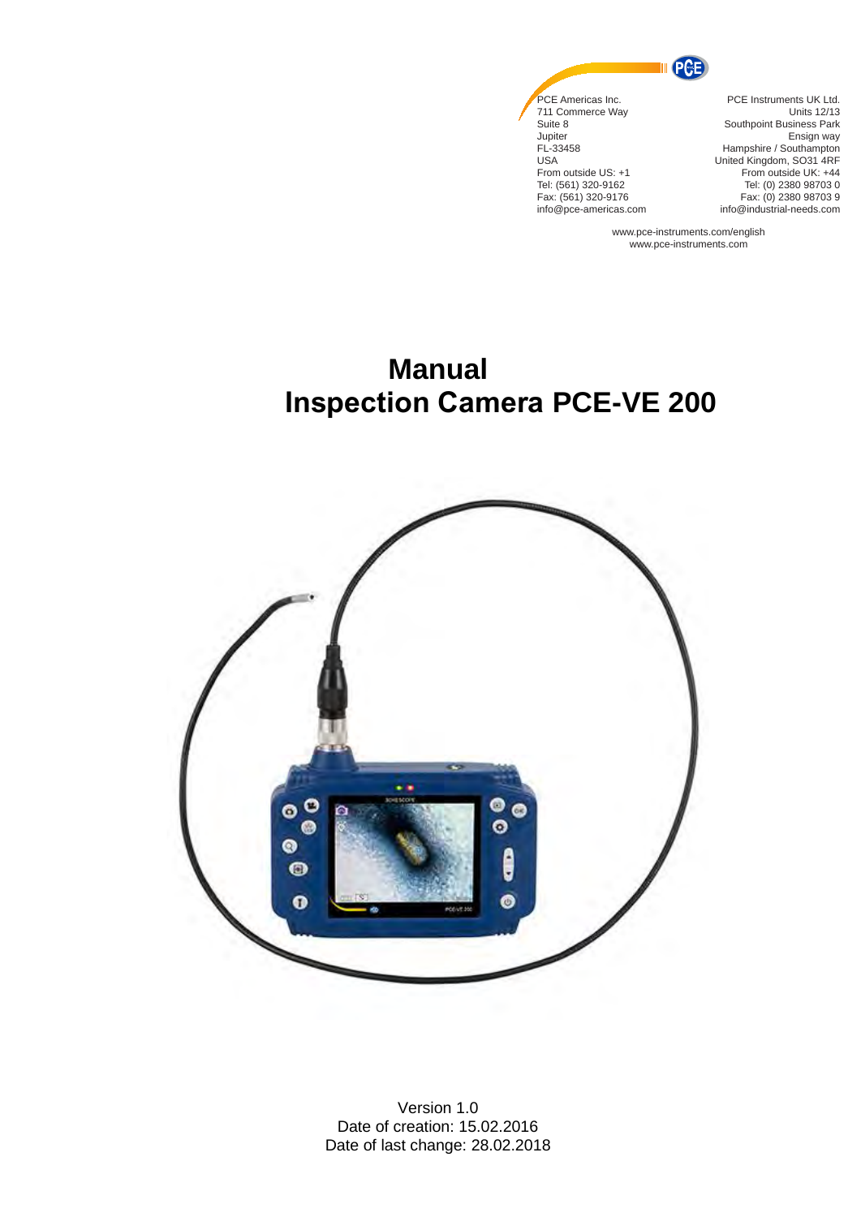PCE Americas Inc.
711 Commerce Way
Suite 8
Jupiter
FL-33458
USA
From outside US: +1
Tel: (561) 320-9162
Fax: (561) 320-9176
info@pce-americas.com

PCE Instruments UK Ltd.
Units 12/13
Southpoint Business Park
Ensign way
Hampshire / Southampton
United Kingdom, SO31 4RF
From outside UK: +44
Tel: (0) 2380 98703 0
Fax: (0) 2380 98703 9
info@industrial-needs.com

www.pce-instruments.com/english
www.pce-instruments.com

# Manual
# Inspection Camera PCE-VE 200

Version 1.0
Date of creation: 15.02.2016
Date of last change: 28.02.2018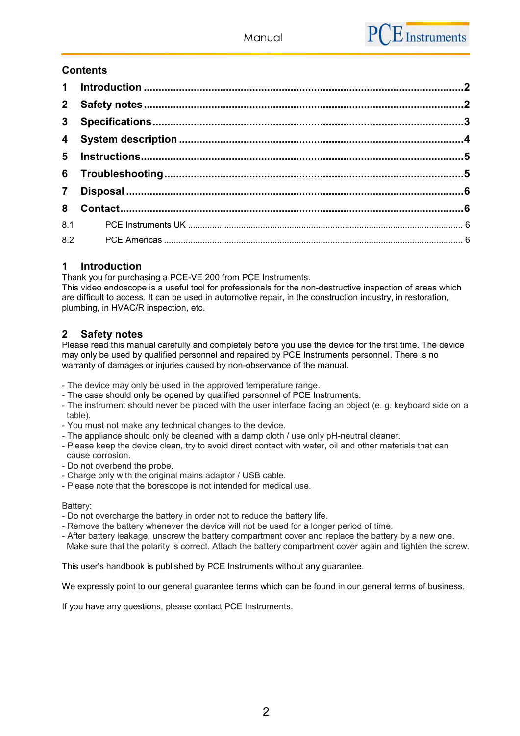## Contents

1 Introduction ....................................................................................................2
2 Safety notes ....................................................................................................2
3 Specifications ....................................................................................................3
4 System description ....................................................................................................4
5 Instructions ....................................................................................................5
6 Troubleshooting ....................................................................................................5
7 Disposal ....................................................................................................6
8 Contact ....................................................................................................6
8.1 PCE Instruments UK ....................................................................................................6
8.2 PCE Americas ....................................................................................................6

# 1 Introduction

Thank you for purchasing a PCE-VE 200 from PCE Instruments.
This video endoscope is a useful tool for professionals for the non-destructive inspection of areas which are difficult to access. It can be used in automotive repair, in the construction industry, in restoration, plumbing, in HVAC/R inspection, etc.

# 2 Safety notes

Please read this manual carefully and completely before you use the device for the first time. The device may only be used by qualified personnel and repaired by PCE Instruments personnel. There is no warranty of damages or injuries caused by non-observance of the manual.

- The device may only be used in the approved temperature range.
- The case should only be opened by qualified personnel of PCE Instruments.
- The instrument should never be placed with the user interface facing an object (e. g. keyboard side on a table).
- You must not make any technical changes to the device.
- The appliance should only be cleaned with a damp cloth / use only pH-neutral cleaner.
- Please keep the device clean, try to avoid direct contact with water, oil and other materials that can cause corrosion.
- Do not overbend the probe.
- Charge only with the original mains adaptor / USB cable.
- Please note that the borescope is not intended for medical use.

Battery:
- Do not overcharge the battery in order not to reduce the battery life.
- Remove the battery whenever the device will not be used for a longer period of time.
- After battery leakage, unscrew the battery compartment cover and replace the battery by a new one. Make sure that the polarity is correct. Attach the battery compartment cover again and tighten the screw.

This user's handbook is published by PCE Instruments without any guarantee.

We expressly point to our general guarantee terms which can be found in our general terms of business.

If you have any questions, please contact PCE Instruments.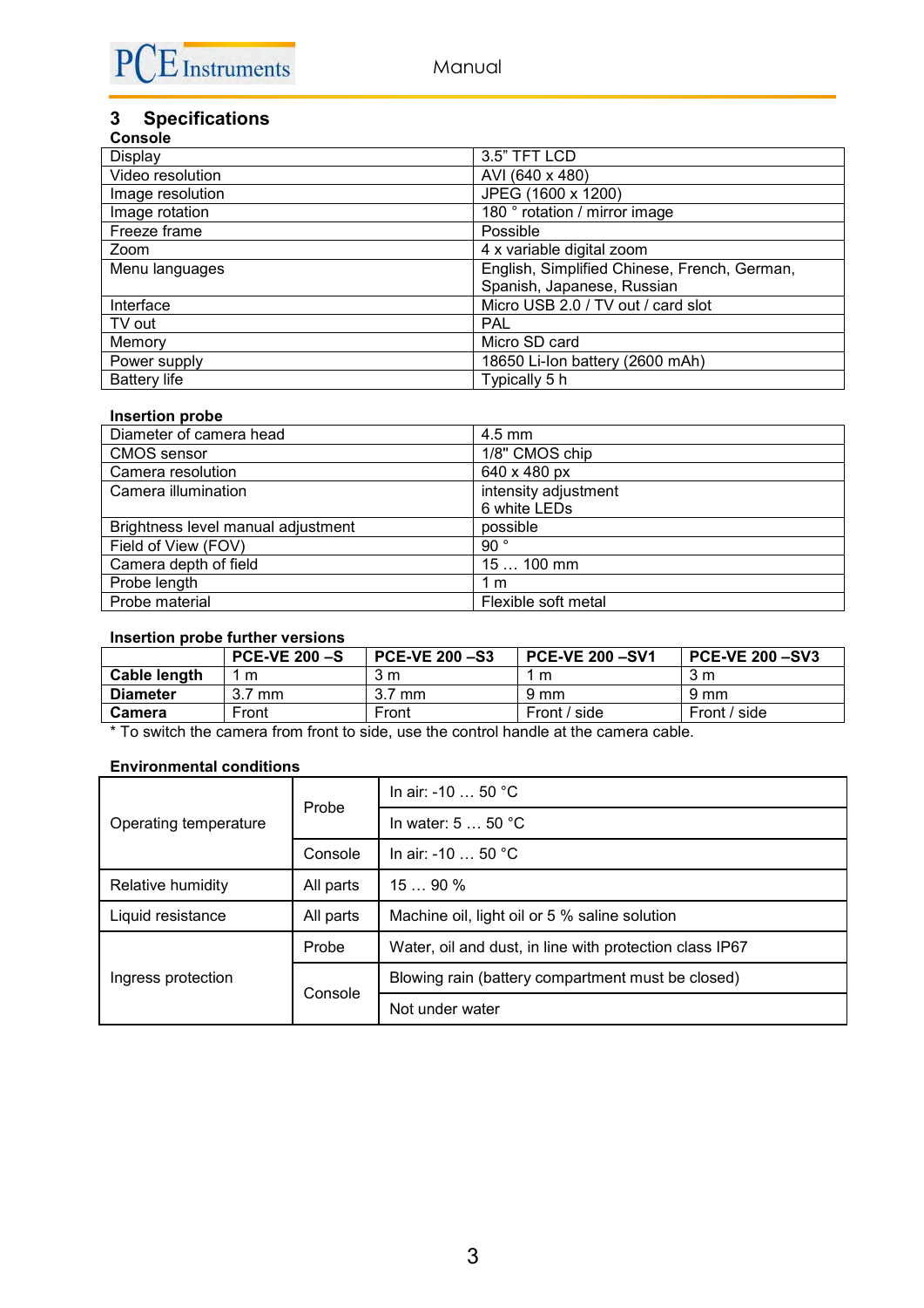## 3 Specifications

**Console**

| Display | 3.5” TFT LCD |
|---|---|
| Video resolution | AVI (640 x 480) |
| Image resolution | JPEG (1600 x 1200) |
| Image rotation | 180 ° rotation / mirror image |
| Freeze frame | Possible |
| Zoom | 4 x variable digital zoom |
| Menu languages | English, Simplified Chinese, French, German, Spanish, Japanese, Russian |
| Interface | Micro USB 2.0 / TV out / card slot |
| TV out | PAL |
| Memory | Micro SD card |
| Power supply | 18650 Li-Ion battery (2600 mAh) |
| Battery life | Typically 5 h |

**Insertion probe**

| Diameter of camera head | 4.5 mm |
|---|---|
| CMOS sensor | 1/8" CMOS chip |
| Camera resolution | 640 x 480 px |
| Camera illumination | intensity adjustment<br>6 white LEDs |
| Brightness level manual adjustment | possible |
| Field of View (FOV) | 90 ° |
| Camera depth of field | 15 … 100 mm |
| Probe length | 1 m |
| Probe material | Flexible soft metal |

**Insertion probe further versions**

| | PCE-VE 200 –S | PCE-VE 200 –S3 | PCE-VE 200 –SV1 | PCE-VE 200 –SV3 |
|---|---|---|---|---|
| **Cable length** | 1 m | 3 m | 1 m | 3 m |
| **Diameter** | 3.7 mm | 3.7 mm | 9 mm | 9 mm |
| **Camera** | Front | Front | Front / side | Front / side |

* To switch the camera from front to side, use the control handle at the camera cable.

**Environmental conditions**

| | | |
|---|---|---|
| Operating temperature | Probe | In air: -10 … 50 °C |
| | | In water: 5 … 50 °C |
| | Console | In air: -10 … 50 °C |
| Relative humidity | All parts | 15 … 90 % |
| Liquid resistance | All parts | Machine oil, light oil or 5 % saline solution |
| Ingress protection | Probe | Water, oil and dust, in line with protection class IP67 |
| | Console | Blowing rain (battery compartment must be closed) |
| | | Not under water |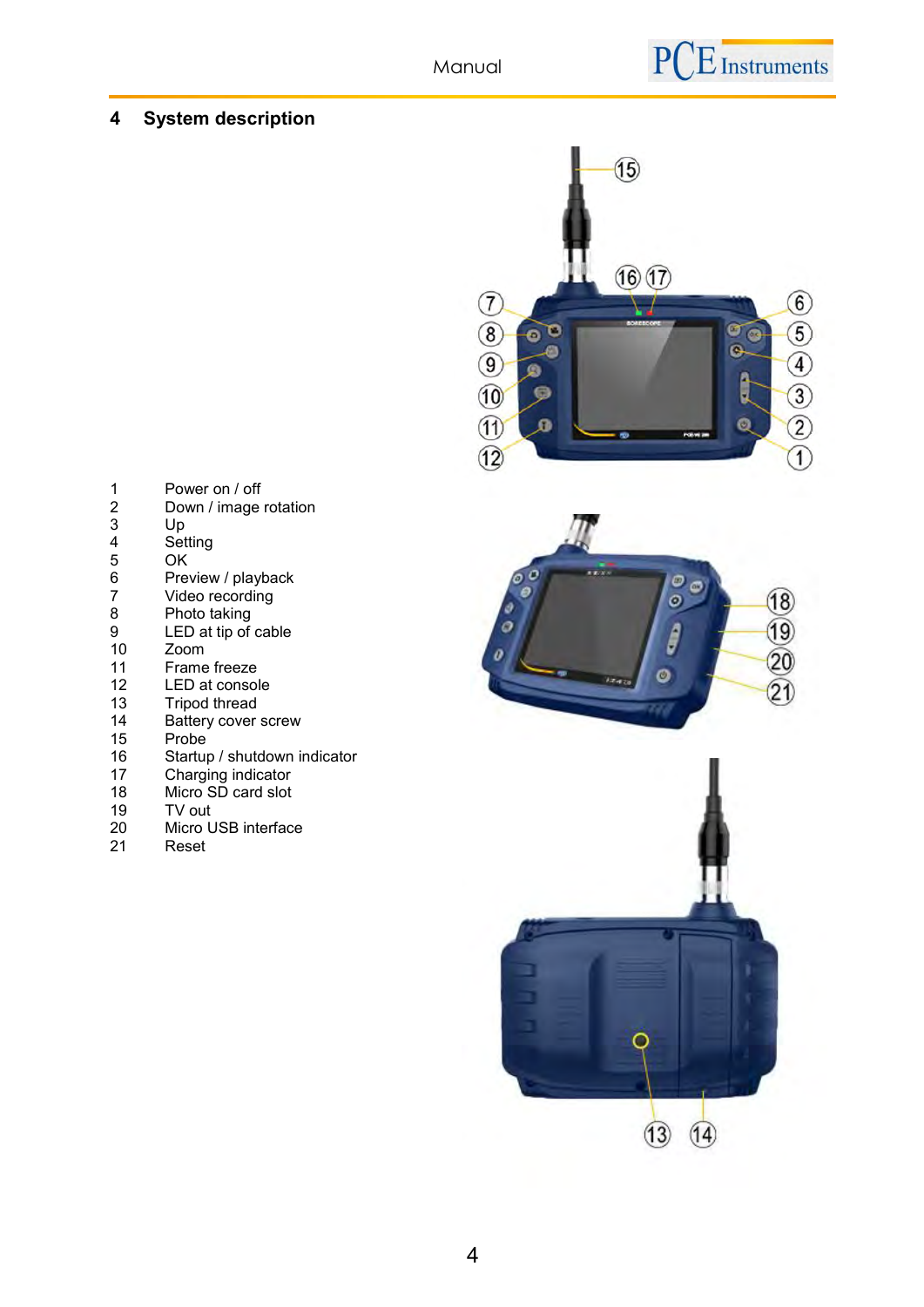# 4 System description

| | |
|---|---|
| 1 | Power on / off |
| 2 | Down / image rotation |
| 3 | Up |
| 4 | Setting |
| 5 | OK |
| 6 | Preview / playback |
| 7 | Video recording |
| 8 | Photo taking |
| 9 | LED at tip of cable |
| 10 | Zoom |
| 11 | Frame freeze |
| 12 | LED at console |
| 13 | Tripod thread |
| 14 | Battery cover screw |
| 15 | Probe |
| 16 | Startup / shutdown indicator |
| 17 | Charging indicator |
| 18 | Micro SD card slot |
| 19 | TV out |
| 20 | Micro USB interface |
| 21 | Reset |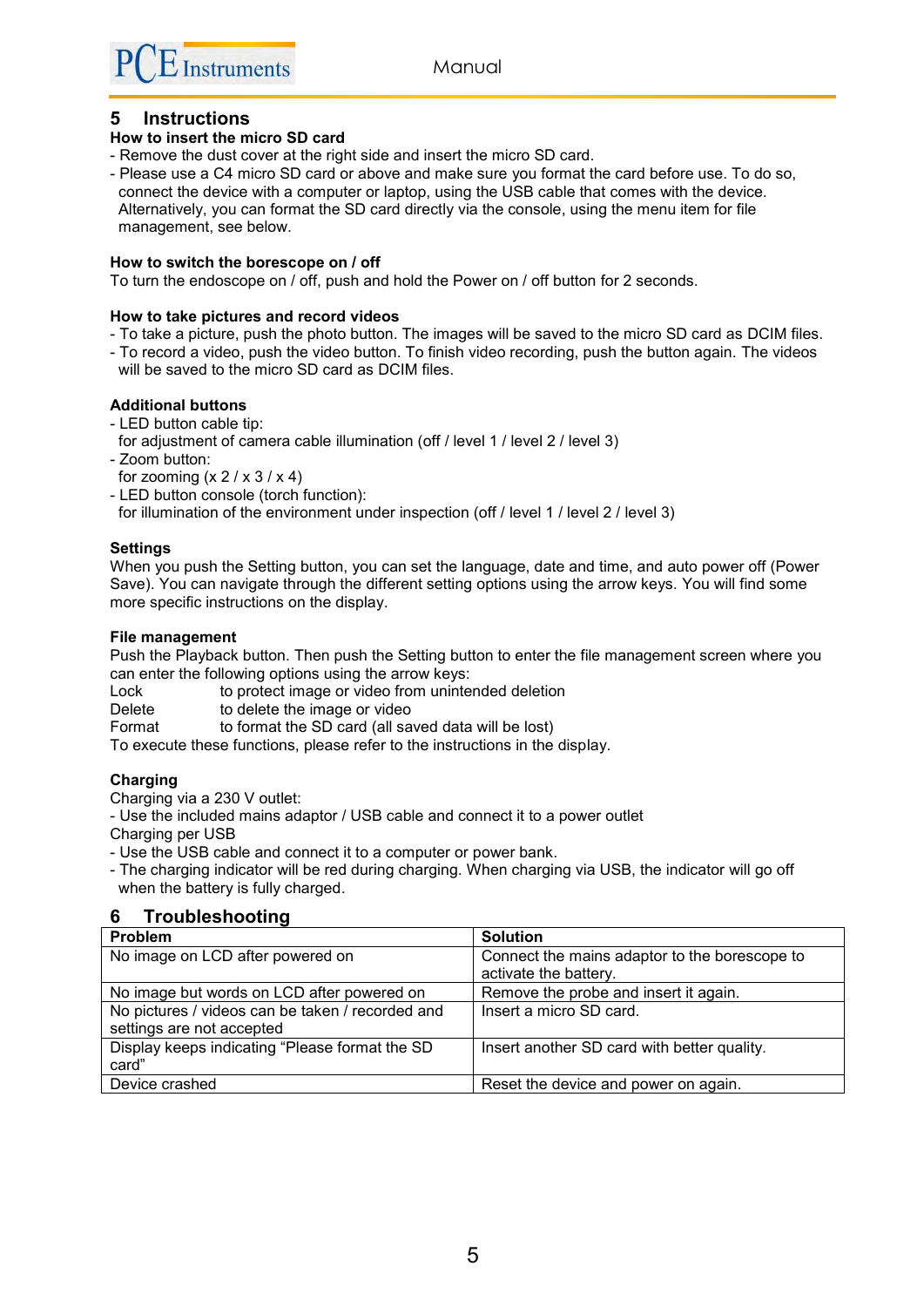## 5 Instructions

**How to insert the micro SD card**

- Remove the dust cover at the right side and insert the micro SD card.
- Please use a C4 micro SD card or above and make sure you format the card before use. To do so, connect the device with a computer or laptop, using the USB cable that comes with the device. Alternatively, you can format the SD card directly via the console, using the menu item for file management, see below.

**How to switch the borescope on / off**

To turn the endoscope on / off, push and hold the Power on / off button for 2 seconds.

**How to take pictures and record videos**

- To take a picture, push the photo button. The images will be saved to the micro SD card as DCIM files.
- To record a video, push the video button. To finish video recording, push the button again. The videos will be saved to the micro SD card as DCIM files.

**Additional buttons**

- LED button cable tip:
  for adjustment of camera cable illumination (off / level 1 / level 2 / level 3)
- Zoom button:
  for zooming (x 2 / x 3 / x 4)
- LED button console (torch function):
  for illumination of the environment under inspection (off / level 1 / level 2 / level 3)

**Settings**

When you push the Setting button, you can set the language, date and time, and auto power off (Power Save). You can navigate through the different setting options using the arrow keys. You will find some more specific instructions on the display.

**File management**

Push the Playback button. Then push the Setting button to enter the file management screen where you can enter the following options using the arrow keys:

Lock to protect image or video from unintended deletion
Delete to delete the image or video
Format to format the SD card (all saved data will be lost)

To execute these functions, please refer to the instructions in the display.

**Charging**

Charging via a 230 V outlet:
- Use the included mains adaptor / USB cable and connect it to a power outlet

Charging per USB
- Use the USB cable and connect it to a computer or power bank.
- The charging indicator will be red during charging. When charging via USB, the indicator will go off when the battery is fully charged.

## 6 Troubleshooting

| Problem | Solution |
|---|---|
| No image on LCD after powered on | Connect the mains adaptor to the borescope to activate the battery. |
| No image but words on LCD after powered on | Remove the probe and insert it again. |
| No pictures / videos can be taken / recorded and settings are not accepted | Insert a micro SD card. |
| Display keeps indicating “Please format the SD card” | Insert another SD card with better quality. |
| Device crashed | Reset the device and power on again. |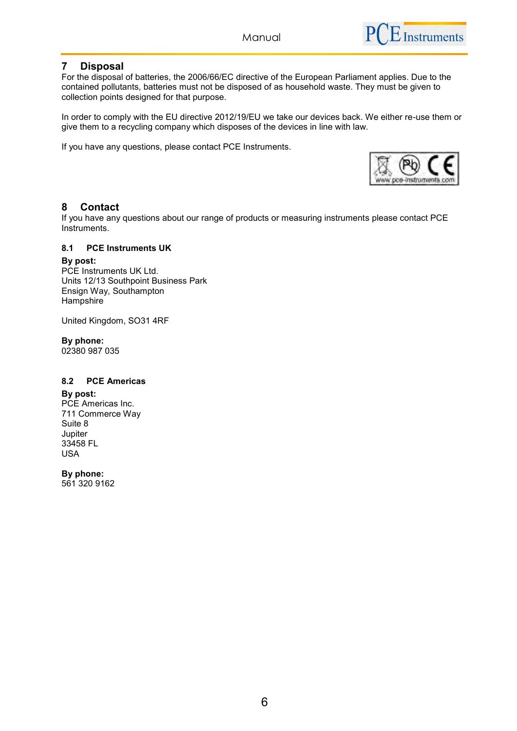# 7 Disposal

For the disposal of batteries, the 2006/66/EC directive of the European Parliament applies. Due to the contained pollutants, batteries must not be disposed of as household waste. They must be given to collection points designed for that purpose.

In order to comply with the EU directive 2012/19/EU we take our devices back. We either re-use them or give them to a recycling company which disposes of the devices in line with law.

If you have any questions, please contact PCE Instruments.

# 8 Contact

If you have any questions about our range of products or measuring instruments please contact PCE Instruments.

## 8.1 PCE Instruments UK

**By post:**
PCE Instruments UK Ltd.
Units 12/13 Southpoint Business Park
Ensign Way, Southampton
Hampshire

United Kingdom, SO31 4RF

**By phone:**
02380 987 035

## 8.2 PCE Americas

**By post:**
PCE Americas Inc.
711 Commerce Way
Suite 8
Jupiter
33458 FL
USA

**By phone:**
561 320 9162